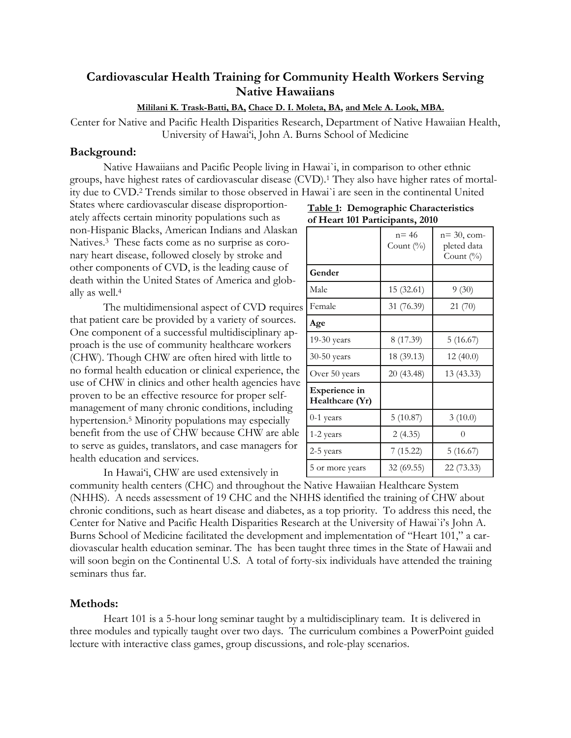# Cardiovascular Health Training for Community Health Workers Serving Native Hawaiians

**Mililani K. Trask-Batti, BA, Chace D. I. Moleta, BA, and Mele A. Look, MBA.**

Center for Native and Pacific Health Disparities Research, Department of Native Hawaiian Health, University of Hawai'i, John A. Burns School of Medicine

## Background:

Native Hawaiians and Pacific People living in Hawai`i, in comparison to other ethnic groups, have highest rates of cardiovascular disease (CVD).[1] They also have higher rates of mortality due to CVD.[2] Trends similar to those observed in Hawai`i are seen in the continental United States where cardiovascular disease disproportionately affects certain minority populations such as non-Hispanic Blacks, American Indians and Alaskan Natives.[3] These facts come as no surprise as coronary heart disease, followed closely by stroke and other components of CVD, is the leading cause of death within the United States of America and globally as well.[4]

The multidimensional aspect of CVD requires that patient care be provided by a variety of sources. One component of a successful multidisciplinary approach is the use of community healthcare workers (CHW). Though CHW are often hired with little to no formal health education or clinical experience, the use of CHW in clinics and other health agencies have proven to be an effective resource for proper self-management of many chronic conditions, including hypertension.[5] Minority populations may especially benefit from the use of CHW because CHW are able to serve as guides, translators, and case managers for health education and services.

**Table 1: Demographic Characteristics of Heart 101 Participants, 2010**

| | n= 46 Count (%) | n= 30, completed data Count (%) |
|---|---|---|
| **Gender** | | |
| Male | 15 (32.61) | 9 (30) |
| Female | 31 (76.39) | 21 (70) |
| **Age** | | |
| 19-30 years | 8 (17.39) | 5 (16.67) |
| 30-50 years | 18 (39.13) | 12 (40.0) |
| Over 50 years | 20 (43.48) | 13 (43.33) |
| **Experience in Healthcare (Yr)** | | |
| 0-1 years | 5 (10.87) | 3 (10.0) |
| 1-2 years | 2 (4.35) | 0 |
| 2-5 years | 7 (15.22) | 5 (16.67) |
| 5 or more years | 32 (69.55) | 22 (73.33) |

In Hawai'i, CHW are used extensively in community health centers (CHC) and throughout the Native Hawaiian Healthcare System (NHHS). A needs assessment of 19 CHC and the NHHS identified the training of CHW about chronic conditions, such as heart disease and diabetes, as a top priority. To address this need, the Center for Native and Pacific Health Disparities Research at the University of Hawai`i's John A. Burns School of Medicine facilitated the development and implementation of "Heart 101," a cardiovascular health education seminar. The has been taught three times in the State of Hawaii and will soon begin on the Continental U.S. A total of forty-six individuals have attended the training seminars thus far.

## Methods:

Heart 101 is a 5-hour long seminar taught by a multidisciplinary team. It is delivered in three modules and typically taught over two days. The curriculum combines a PowerPoint guided lecture with interactive class games, group discussions, and role-play scenarios.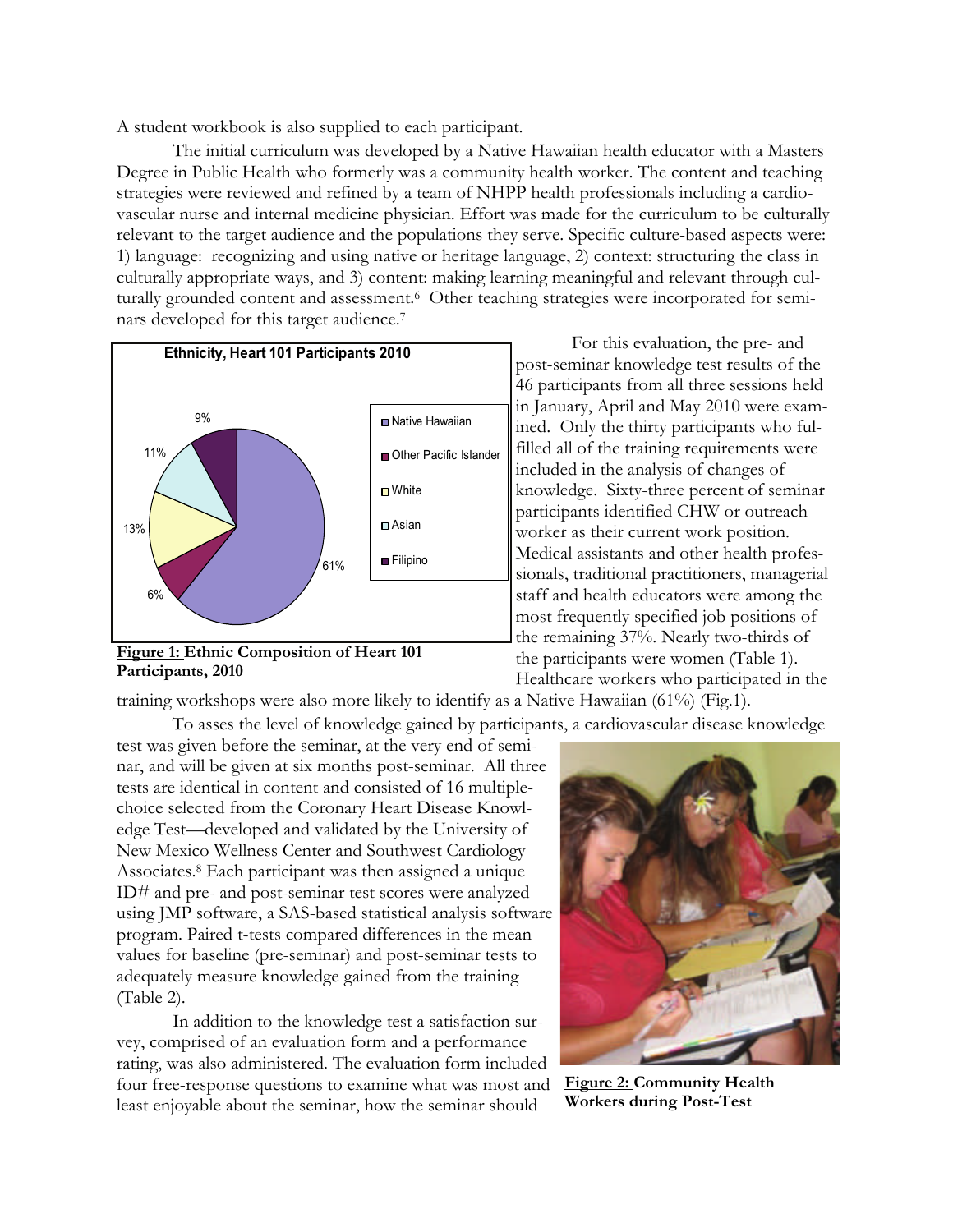A student workbook is also supplied to each participant.

The initial curriculum was developed by a Native Hawaiian health educator with a Masters Degree in Public Health who formerly was a community health worker. The content and teaching strategies were reviewed and refined by a team of NHPP health professionals including a cardiovascular nurse and internal medicine physician. Effort was made for the curriculum to be culturally relevant to the target audience and the populations they serve. Specific culture-based aspects were: 1) language: recognizing and using native or heritage language, 2) context: structuring the class in culturally appropriate ways, and 3) content: making learning meaningful and relevant through culturally grounded content and assessment.[6] Other teaching strategies were incorporated for seminars developed for this target audience.[7]

**Figure 1:** **Ethnic Composition of Heart 101 Participants, 2010**

For this evaluation, the pre- and post-seminar knowledge test results of the 46 participants from all three sessions held in January, April and May 2010 were examined. Only the thirty participants who fulfilled all of the training requirements were included in the analysis of changes of knowledge. Sixty-three percent of seminar participants identified CHW or outreach worker as their current work position. Medical assistants and other health professionals, traditional practitioners, managerial staff and health educators were among the most frequently specified job positions of the remaining 37%. Nearly two-thirds of the participants were women (Table 1). Healthcare workers who participated in the training workshops were also more likely to identify as a Native Hawaiian (61%) (Fig.1).

To asses the level of knowledge gained by participants, a cardiovascular disease knowledge test was given before the seminar, at the very end of seminar, and will be given at six months post-seminar. All three tests are identical in content and consisted of 16 multiple-choice selected from the Coronary Heart Disease Knowledge Test—developed and validated by the University of New Mexico Wellness Center and Southwest Cardiology Associates.[8] Each participant was then assigned a unique ID# and pre- and post-seminar test scores were analyzed using JMP software, a SAS-based statistical analysis software program. Paired t-tests compared differences in the mean values for baseline (pre-seminar) and post-seminar tests to adequately measure knowledge gained from the training (Table 2).

**Figure 2:** **Community Health Workers during Post-Test**

In addition to the knowledge test a satisfaction survey, comprised of an evaluation form and a performance rating, was also administered. The evaluation form included four free-response questions to examine what was most and least enjoyable about the seminar, how the seminar should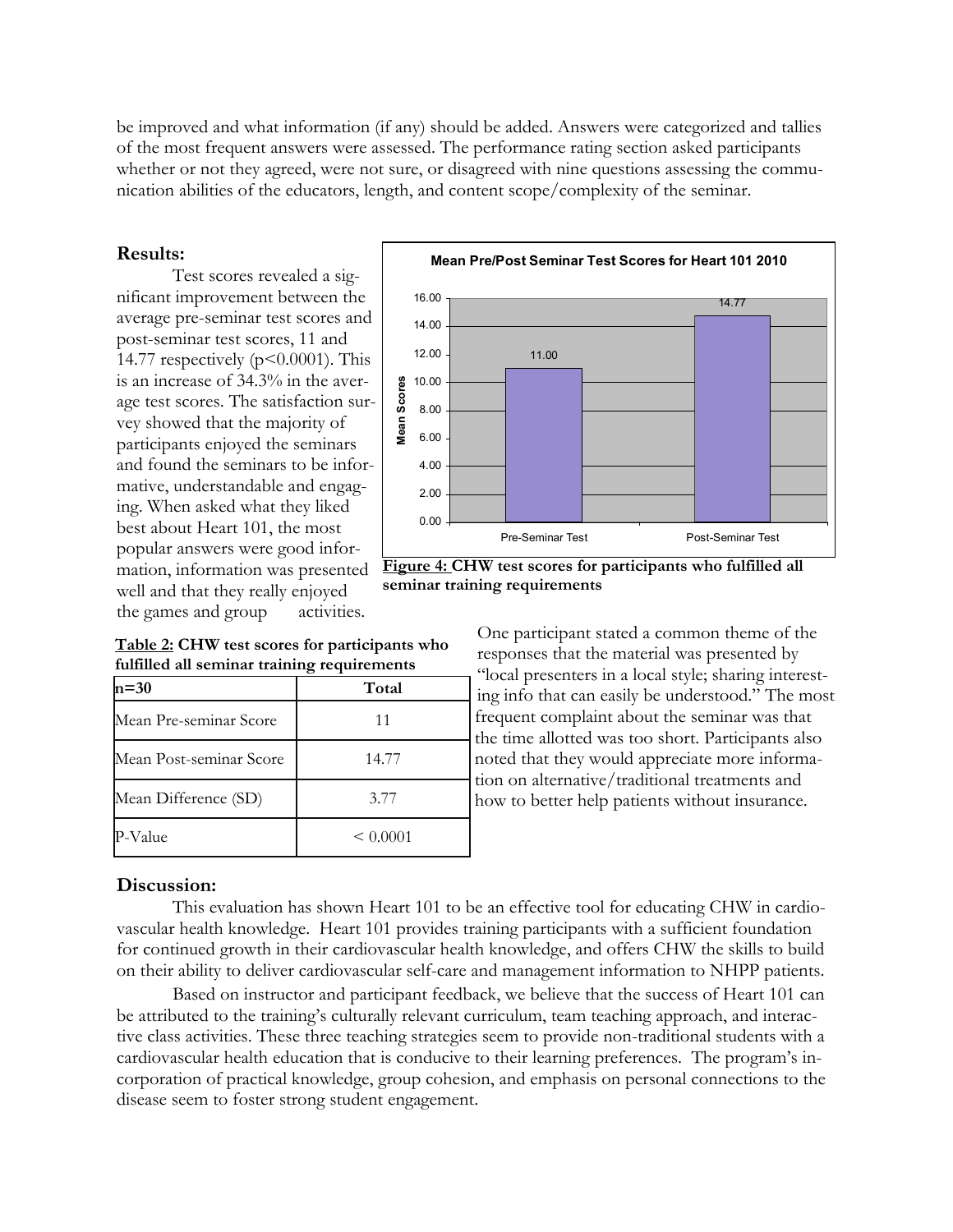be improved and what information (if any) should be added. Answers were categorized and tallies of the most frequent answers were assessed. The performance rating section asked participants whether or not they agreed, were not sure, or disagreed with nine questions assessing the communication abilities of the educators, length, and content scope/complexity of the seminar.

## Results:

Test scores revealed a significant improvement between the average pre-seminar test scores and post-seminar test scores, 11 and 14.77 respectively ($p<0.0001$). This is an increase of 34.3% in the average test scores. The satisfaction survey showed that the majority of participants enjoyed the seminars and found the seminars to be informative, understandable and engaging. When asked what they liked best about Heart 101, the most popular answers were good information, information was presented well and that they really enjoyed the games and group activities. One participant stated a common theme of the responses that the material was presented by "local presenters in a local style; sharing interesting info that can easily be understood." The most frequent complaint about the seminar was that the time allotted was too short. Participants also noted that they would appreciate more information on alternative/traditional treatments and how to better help patients without insurance.

**Mean Pre/Post Seminar Test Scores for Heart 101 2010**

| | Mean Scores |
|---|---|
| Pre-Seminar Test | 11.00 |
| Post-Seminar Test | 14.77 |

**<u>Figure 4:</u> CHW test scores for participants who fulfilled all seminar training requirements**

**<u>Table 2:</u> CHW test scores for participants who fulfilled all seminar training requirements**

| n=30 | Total |
|---|---|
| Mean Pre-seminar Score | 11 |
| Mean Post-seminar Score | 14.77 |
| Mean Difference (SD) | 3.77 |
| P-Value | < 0.0001 |

## Discussion:

This evaluation has shown Heart 101 to be an effective tool for educating CHW in cardiovascular health knowledge. Heart 101 provides training participants with a sufficient foundation for continued growth in their cardiovascular health knowledge, and offers CHW the skills to build on their ability to deliver cardiovascular self-care and management information to NHPP patients.

Based on instructor and participant feedback, we believe that the success of Heart 101 can be attributed to the training's culturally relevant curriculum, team teaching approach, and interactive class activities. These three teaching strategies seem to provide non-traditional students with a cardiovascular health education that is conducive to their learning preferences. The program's incorporation of practical knowledge, group cohesion, and emphasis on personal connections to the disease seem to foster strong student engagement.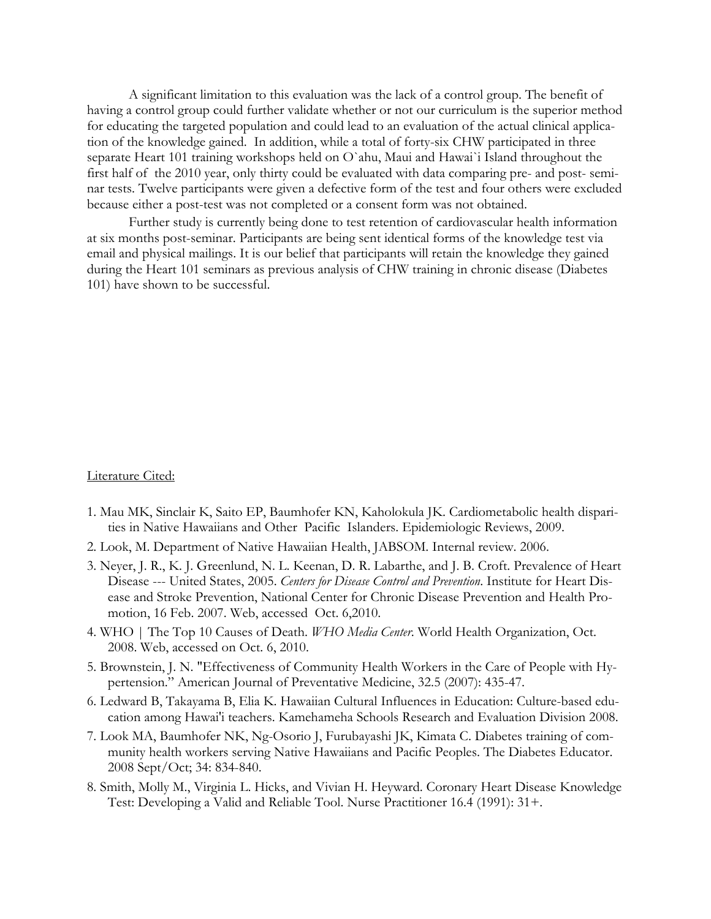A significant limitation to this evaluation was the lack of a control group. The benefit of having a control group could further validate whether or not our curriculum is the superior method for educating the targeted population and could lead to an evaluation of the actual clinical application of the knowledge gained. In addition, while a total of forty-six CHW participated in three separate Heart 101 training workshops held on O`ahu, Maui and Hawai`i Island throughout the first half of the 2010 year, only thirty could be evaluated with data comparing pre- and post- seminar tests. Twelve participants were given a defective form of the test and four others were excluded because either a post-test was not completed or a consent form was not obtained.

Further study is currently being done to test retention of cardiovascular health information at six months post-seminar. Participants are being sent identical forms of the knowledge test via email and physical mailings. It is our belief that participants will retain the knowledge they gained during the Heart 101 seminars as previous analysis of CHW training in chronic disease (Diabetes 101) have shown to be successful.

Literature Cited:

1. Mau MK, Sinclair K, Saito EP, Baumhofer KN, Kaholokula JK. Cardiometabolic health disparities in Native Hawaiians and Other Pacific Islanders. Epidemiologic Reviews, 2009.
2. Look, M. Department of Native Hawaiian Health, JABSOM. Internal review. 2006.
3. Neyer, J. R., K. J. Greenlund, N. L. Keenan, D. R. Labarthe, and J. B. Croft. Prevalence of Heart Disease --- United States, 2005. *Centers for Disease Control and Prevention*. Institute for Heart Disease and Stroke Prevention, National Center for Chronic Disease Prevention and Health Promotion, 16 Feb. 2007. Web, accessed Oct. 6,2010.
4. WHO | The Top 10 Causes of Death. *WHO Media Center*. World Health Organization, Oct. 2008. Web, accessed on Oct. 6, 2010.
5. Brownstein, J. N. "Effectiveness of Community Health Workers in the Care of People with Hypertension." American Journal of Preventative Medicine, 32.5 (2007): 435-47.
6. Ledward B, Takayama B, Elia K. Hawaiian Cultural Influences in Education: Culture-based education among Hawai'i teachers. Kamehameha Schools Research and Evaluation Division 2008.
7. Look MA, Baumhofer NK, Ng-Osorio J, Furubayashi JK, Kimata C. Diabetes training of community health workers serving Native Hawaiians and Pacific Peoples. The Diabetes Educator. 2008 Sept/Oct; 34: 834-840.
8. Smith, Molly M., Virginia L. Hicks, and Vivian H. Heyward. Coronary Heart Disease Knowledge Test: Developing a Valid and Reliable Tool. Nurse Practitioner 16.4 (1991): 31+.